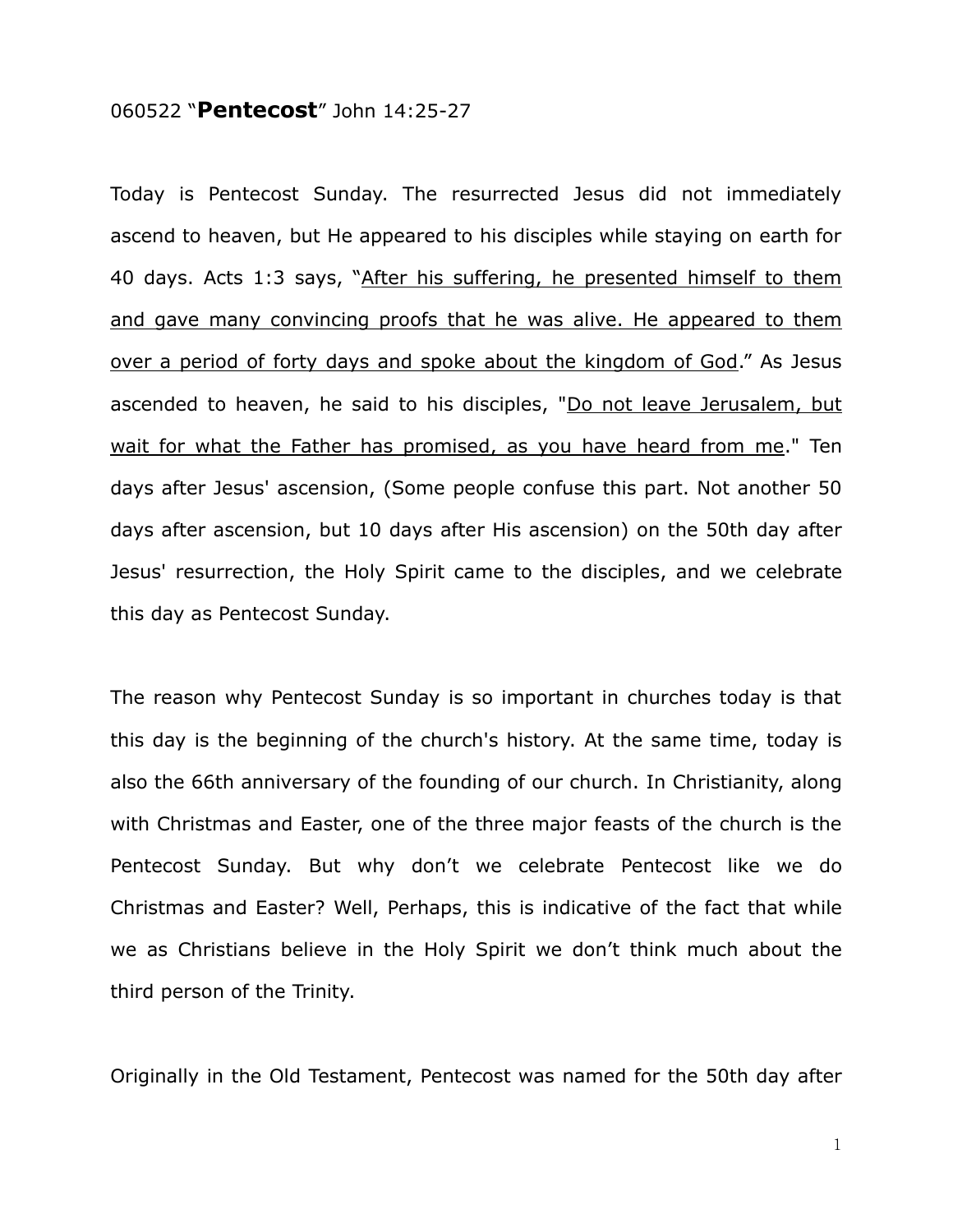060522 "**Pentecost**" John 14:25-27

Today is Pentecost Sunday. The resurrected Jesus did not immediately ascend to heaven, but He appeared to his disciples while staying on earth for 40 days. Acts 1:3 says, "<u>After his suffering, he presented himself to them and gave many convincing proofs that he was alive. He appeared to them over a period of forty days and spoke about the kingdom of God</u>." As Jesus ascended to heaven, he said to his disciples, "<u>Do not leave Jerusalem, but wait for what the Father has promised, as you have heard from me</u>." Ten days after Jesus' ascension, (Some people confuse this part. Not another 50 days after ascension, but 10 days after His ascension) on the 50th day after Jesus' resurrection, the Holy Spirit came to the disciples, and we celebrate this day as Pentecost Sunday.

The reason why Pentecost Sunday is so important in churches today is that this day is the beginning of the church's history. At the same time, today is also the 66th anniversary of the founding of our church. In Christianity, along with Christmas and Easter, one of the three major feasts of the church is the Pentecost Sunday. But why don't we celebrate Pentecost like we do Christmas and Easter? Well, Perhaps, this is indicative of the fact that while we as Christians believe in the Holy Spirit we don't think much about the third person of the Trinity.

Originally in the Old Testament, Pentecost was named for the 50th day after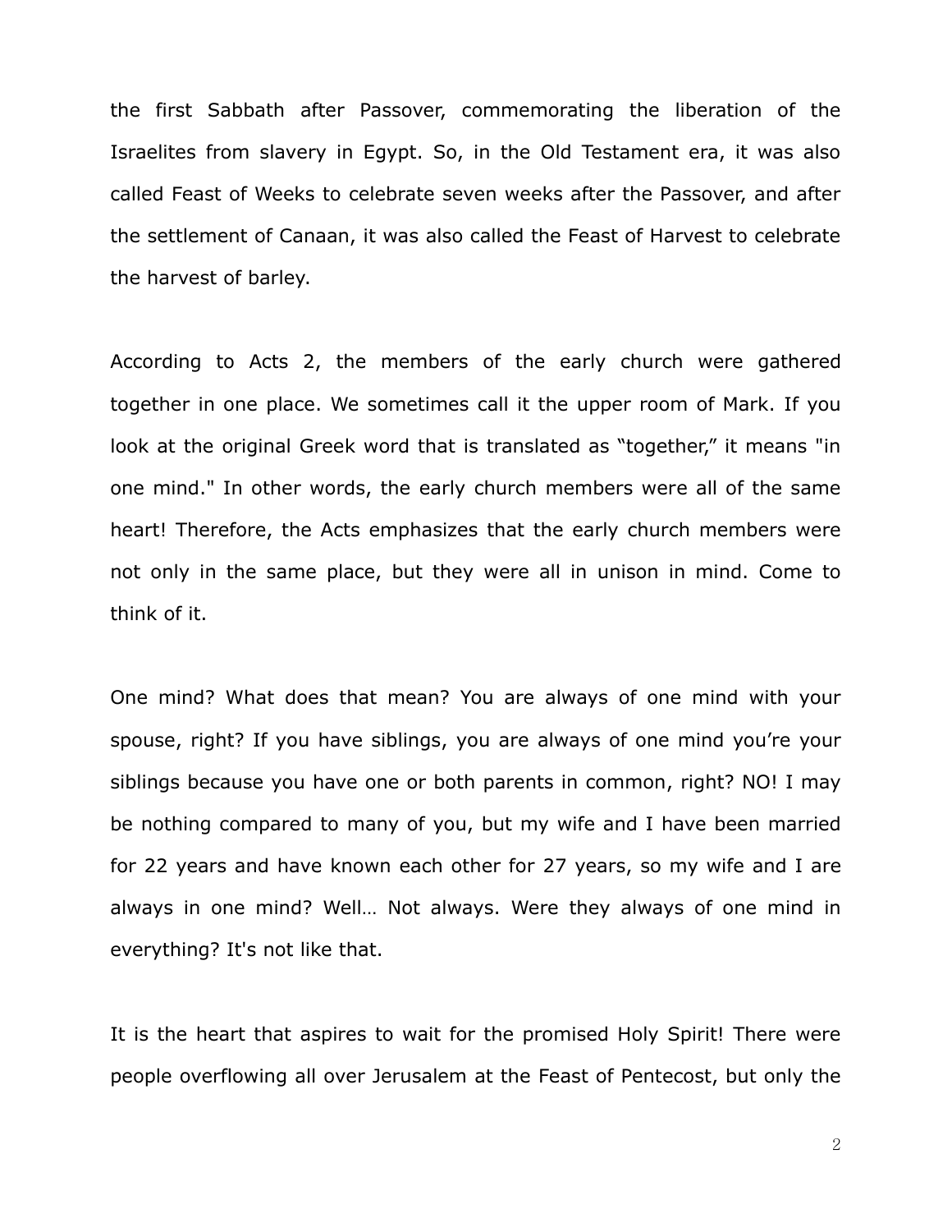the first Sabbath after Passover, commemorating the liberation of the Israelites from slavery in Egypt. So, in the Old Testament era, it was also called Feast of Weeks to celebrate seven weeks after the Passover, and after the settlement of Canaan, it was also called the Feast of Harvest to celebrate the harvest of barley.

According to Acts 2, the members of the early church were gathered together in one place. We sometimes call it the upper room of Mark. If you look at the original Greek word that is translated as "together," it means "in one mind." In other words, the early church members were all of the same heart! Therefore, the Acts emphasizes that the early church members were not only in the same place, but they were all in unison in mind. Come to think of it.

One mind? What does that mean? You are always of one mind with your spouse, right? If you have siblings, you are always of one mind you're your siblings because you have one or both parents in common, right? NO! I may be nothing compared to many of you, but my wife and I have been married for 22 years and have known each other for 27 years, so my wife and I are always in one mind? Well… Not always. Were they always of one mind in everything? It's not like that.

It is the heart that aspires to wait for the promised Holy Spirit! There were people overflowing all over Jerusalem at the Feast of Pentecost, but only the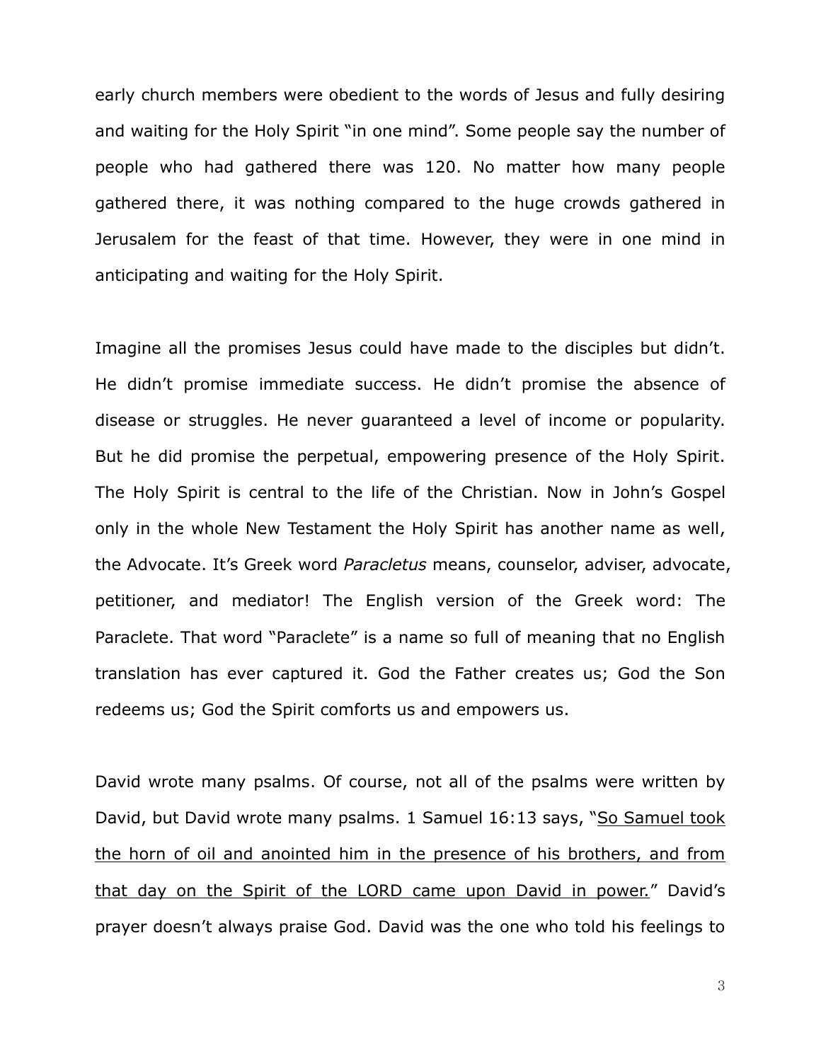early church members were obedient to the words of Jesus and fully desiring and waiting for the Holy Spirit "in one mind". Some people say the number of people who had gathered there was 120. No matter how many people gathered there, it was nothing compared to the huge crowds gathered in Jerusalem for the feast of that time. However, they were in one mind in anticipating and waiting for the Holy Spirit.

Imagine all the promises Jesus could have made to the disciples but didn't. He didn't promise immediate success. He didn't promise the absence of disease or struggles. He never guaranteed a level of income or popularity. But he did promise the perpetual, empowering presence of the Holy Spirit. The Holy Spirit is central to the life of the Christian. Now in John's Gospel only in the whole New Testament the Holy Spirit has another name as well, the Advocate. It's Greek word *Paracletus* means, counselor, adviser, advocate, petitioner, and mediator! The English version of the Greek word: The Paraclete. That word "Paraclete" is a name so full of meaning that no English translation has ever captured it. God the Father creates us; God the Son redeems us; God the Spirit comforts us and empowers us.

David wrote many psalms. Of course, not all of the psalms were written by David, but David wrote many psalms. 1 Samuel 16:13 says, "<u>So Samuel took the horn of oil and anointed him in the presence of his brothers, and from that day on the Spirit of the LORD came upon David in power.</u>" David's prayer doesn't always praise God. David was the one who told his feelings to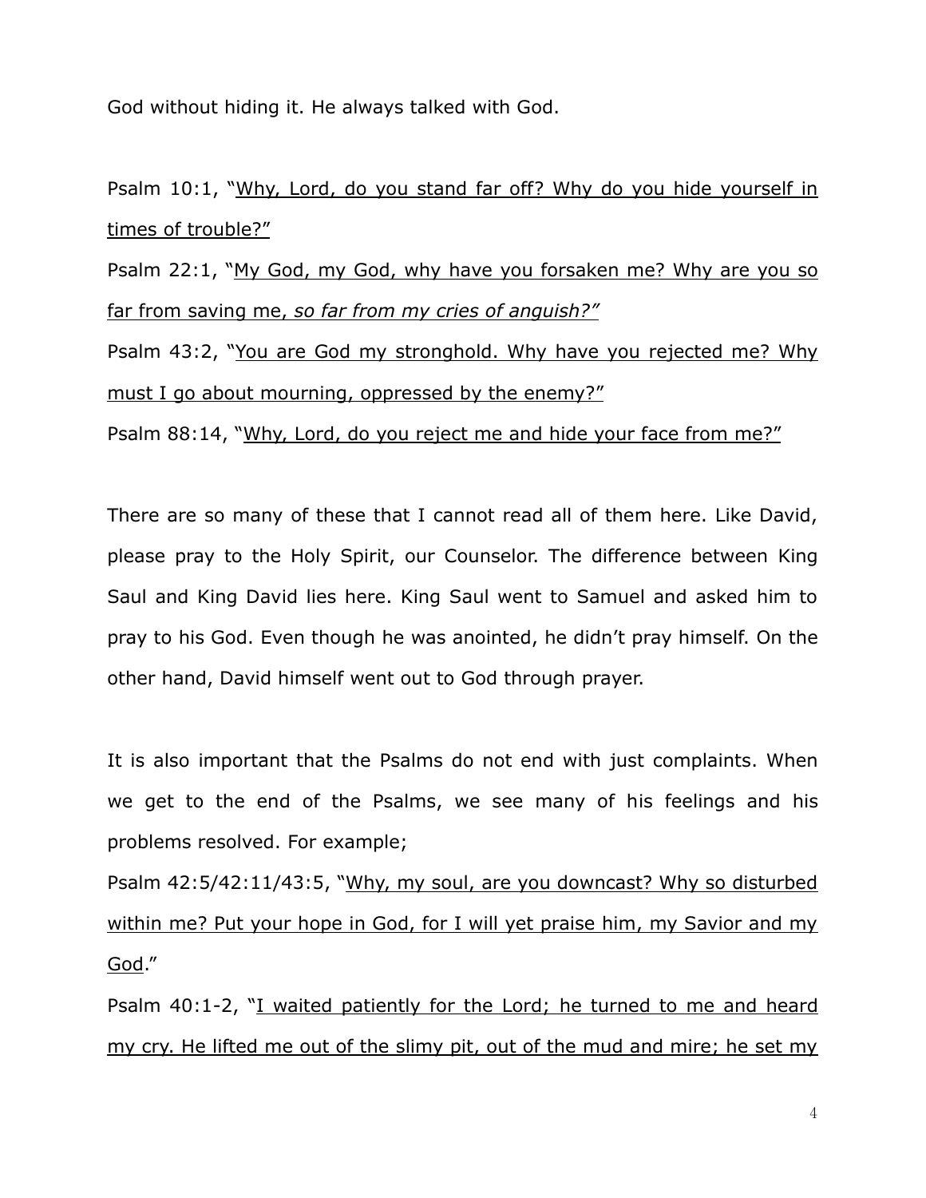God without hiding it. He always talked with God.

Psalm 10:1, "Why, Lord, do you stand far off? Why do you hide yourself in times of trouble?"
Psalm 22:1, "My God, my God, why have you forsaken me? Why are you so far from saving me, *so far from my cries of anguish?"*
Psalm 43:2, "You are God my stronghold. Why have you rejected me? Why must I go about mourning, oppressed by the enemy?"
Psalm 88:14, "Why, Lord, do you reject me and hide your face from me?"

There are so many of these that I cannot read all of them here. Like David, please pray to the Holy Spirit, our Counselor. The difference between King Saul and King David lies here. King Saul went to Samuel and asked him to pray to his God. Even though he was anointed, he didn't pray himself. On the other hand, David himself went out to God through prayer.

It is also important that the Psalms do not end with just complaints. When we get to the end of the Psalms, we see many of his feelings and his problems resolved. For example;
Psalm 42:5/42:11/43:5, "Why, my soul, are you downcast? Why so disturbed within me? Put your hope in God, for I will yet praise him, my Savior and my God."
Psalm 40:1-2, "I waited patiently for the Lord; he turned to me and heard my cry. He lifted me out of the slimy pit, out of the mud and mire; he set my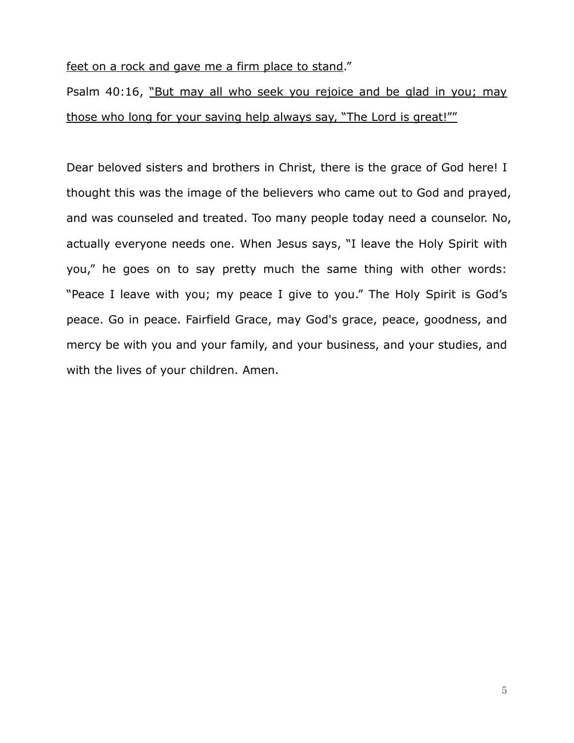<u>feet on a rock and gave me a firm place to stand</u>."

Psalm 40:16, <u>"But may all who seek you rejoice and be glad in you; may those who long for your saving help always say, "The Lord is great!""</u>

Dear beloved sisters and brothers in Christ, there is the grace of God here! I thought this was the image of the believers who came out to God and prayed, and was counseled and treated. Too many people today need a counselor. No, actually everyone needs one. When Jesus says, "I leave the Holy Spirit with you," he goes on to say pretty much the same thing with other words: "Peace I leave with you; my peace I give to you." The Holy Spirit is God's peace. Go in peace. Fairfield Grace, may God's grace, peace, goodness, and mercy be with you and your family, and your business, and your studies, and with the lives of your children. Amen.